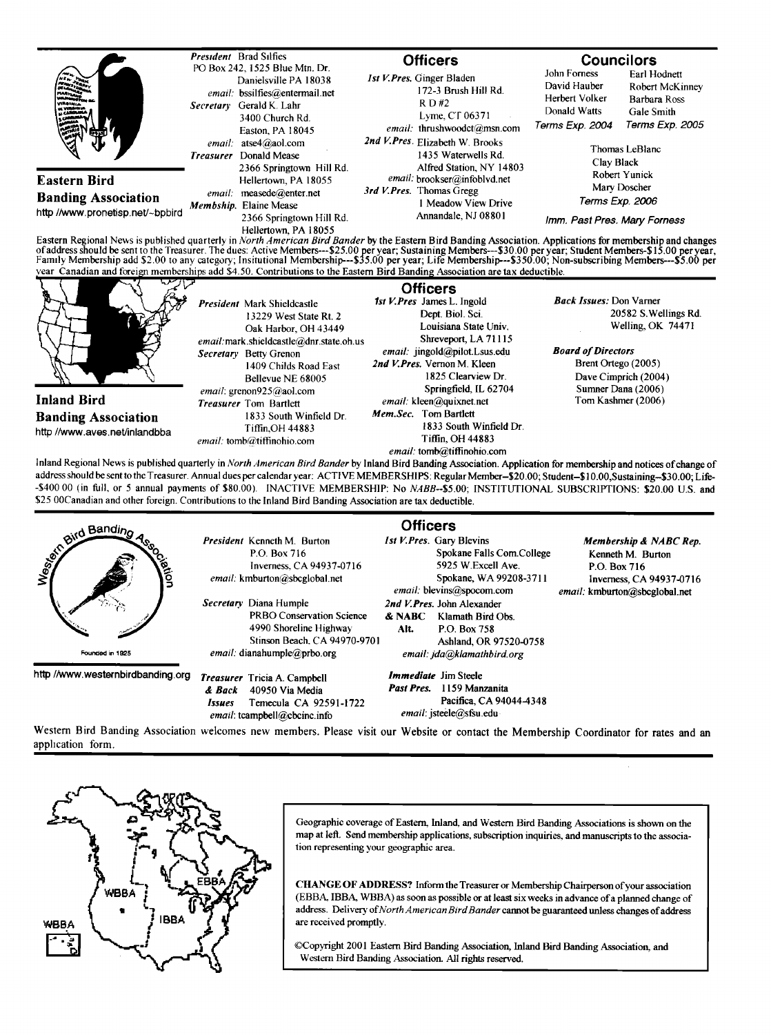## Eastern Bird Banding Association

http //www.pronetisp.net/~bpbird

*President* Brad Silfies
PO Box 242, 1525 Blue Mtn. Dr.
Danielsville PA 18038
*email:* bssilfies@entermail.net

*Secretary* Gerald K. Lahr
3400 Church Rd.
Easton, PA 18045
*email:* atse4@aol.com

*Treasurer* Donald Mease
2366 Springtown Hill Rd.
Hellertown, PA 18055
*email:* measede@enter.net

*Membship.* Elaine Mease
2366 Springtown Hill Rd.
Hellertown, PA 18055

### Officers

*1st V.Pres.* Ginger Bladen
172-3 Brush Hill Rd.
R D #2
Lyme, CT 06371
*email:* thrushwoodct@msn.com

*2nd V.Pres.* Elizabeth W. Brooks
1435 Waterwells Rd.
Alfred Station, NY 14803
*email:* brookser@infoblvd.net

*3rd V.Pres.* Thomas Gregg
1 Meadow View Drive
Annandale, NJ 08801

### Councilors

| | |
|---|---|
| John Forness | Earl Hodnett |
| David Hauber | Robert McKinney |
| Herbert Volker | Barbara Ross |
| Donald Watts | Gale Smith |
| *Terms Exp. 2004* | *Terms Exp. 2005* |

Thomas LeBlanc
Clay Black
Robert Yunick
Mary Doscher
*Terms Exp. 2006*

*Imm. Past Pres. Mary Forness*

Eastern Regional News is published quarterly in *North American Bird Bander* by the Eastern Bird Banding Association. Applications for membership and changes of address should be sent to the Treasurer. The dues: Active Members---$25.00 per year; Sustaining Members---$30.00 per year; Student Members-$15.00 per year, Family Membership add $2.00 to any category; Insitutional Membership---$35.00 per year; Life Membership---$350.00; Non-subscribing Members---$5.00 per year Canadian and foreign memberships add $4.50. Contributions to the Eastern Bird Banding Association are tax deductible.

## Inland Bird Banding Association

http //www.aves.net/inlandbba

*President* Mark Shieldcastle
13229 West State Rt. 2
Oak Harbor, OH 43449
*email:* mark.shieldcastle@dnr.state.oh.us

*Secretary* Betty Grenon
1409 Childs Road East
Bellevue NE 68005
*email:* grenon925@aol.com

*Treasurer* Tom Bartlett
1833 South Winfield Dr.
Tiffin,OH 44883
*email:* tomb@tiffinohio.com

### Officers

*1st V.Pres* James L. Ingold
Dept. Biol. Sci.
Louisiana State Univ.
Shreveport, LA 71115
*email:* jingold@pilot.Lsus.edu

*2nd V.Pres.* Vernon M. Kleen
1825 Clearview Dr.
Springfield, IL 62704
*email:* kleen@quixnet.net

*Mem.Sec.* Tom Bartlett
1833 South Winfield Dr.
Tiffin, OH 44883
*email:* tomb@tiffinohio.com

*Back Issues:* Don Varner
20582 S.Wellings Rd.
Welling, OK 74471

*Board of Directors*
Brent Ortego (2005)
Dave Cimprich (2004)
Sumner Dana (2006)
Tom Kashmer (2006)

Inland Regional News is published quarterly in *North American Bird Bander* by Inland Bird Banding Association. Application for membership and notices of change of address should be sent to the Treasurer. Annual dues per calendar year: ACTIVE MEMBERSHIPS: Regular Member--$20.00; Student--$10.00,Sustaining--$30.00; Life--$400 00 (in full, or 5 annual payments of $80.00). INACTIVE MEMBERSHIP: No *NABB*--$5.00; INSTITUTIONAL SUBSCRIPTIONS: $20.00 U.S. and $25 00Canadian and other foreign. Contributions to the Inland Bird Banding Association are tax deductible.

## Western Bird Banding Association

Founded in 1925

http //www.westernbirdbanding.org

*President* Kenneth M. Burton
P.O. Box 716
Inverness, CA 94937-0716
*email:* kmburton@sbcglobal.net

*Secretary* Diana Humple
PRBO Conservation Science
4990 Shoreline Highway
Stinson Beach, CA 94970-9701
*email:* dianahumple@prbo.org

*Treasurer & Back Issues* Tricia A. Campbell
40950 Via Media
Temecula CA 92591-1722
*email:* tcampbell@cbcinc.info

### Officers

*1st V.Pres.* Gary Blevins
Spokane Falls Com.College
5925 W.Excell Ave.
Spokane, WA 99208-3711
*email:* blevins@spocom.com

*2nd V.Pres. & NABC Alt.* John Alexander
Klamath Bird Obs.
P.O. Box 758
Ashland, OR 97520-0758
*email: jda@klamathbird.org*

*Immediate Past Pres.* Jim Steele
1159 Manzanita
Pacifica, CA 94044-4348
*email:* jsteele@sfsu.edu

*Membership & NABC Rep.*
Kenneth M. Burton
P.O. Box 716
Inverness, CA 94937-0716
*email:* kmburton@sbcglobal.net

Western Bird Banding Association welcomes new members. Please visit our Website or contact the Membership Coordinator for rates and an application form.

---

Geographic coverage of Eastern, Inland, and Western Bird Banding Associations is shown on the map at left. Send membership applications, subscription inquiries, and manuscripts to the association representing your geographic area.

**CHANGE OF ADDRESS?** Inform the Treasurer or Membership Chairperson of your association (EBBA, IBBA, WBBA) as soon as possible or at least six weeks in advance of a planned change of address. Delivery of *North American Bird Bander* cannot be guaranteed unless changes of address are received promptly.

©Copyright 2001 Eastern Bird Banding Association, Inland Bird Banding Association, and Western Bird Banding Association. All rights reserved.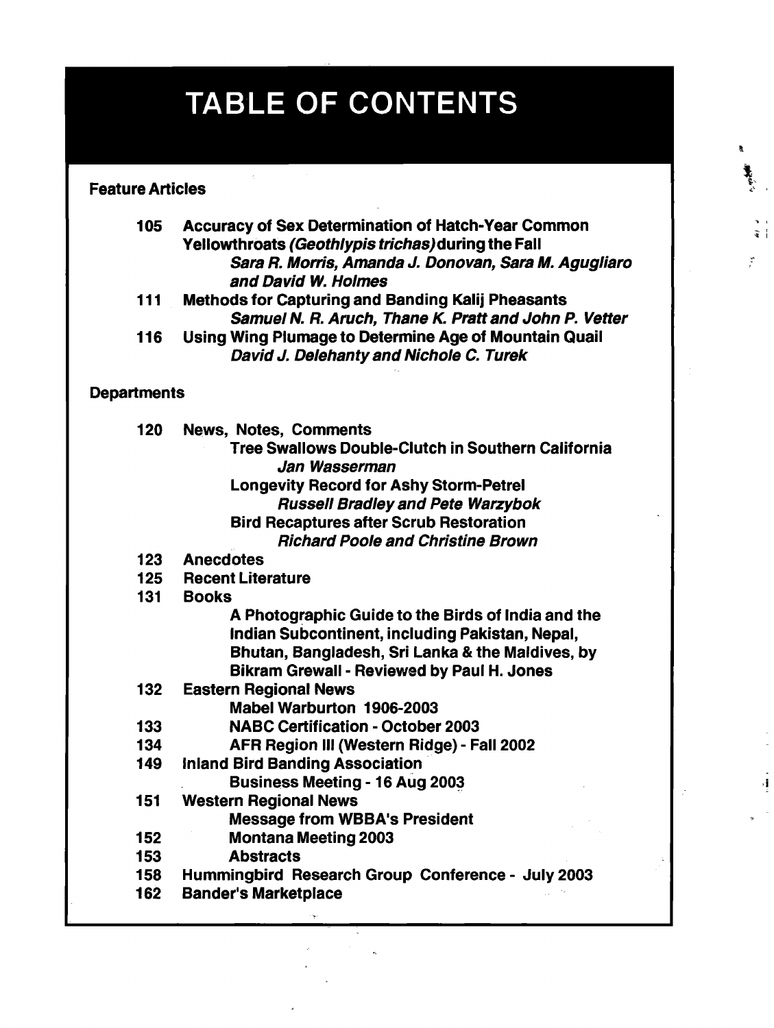# TABLE OF CONTENTS

## Feature Articles

105 **Accuracy of Sex Determination of Hatch-Year Common Yellowthroats *(Geothlypis trichas)* during the Fall**
*Sara R. Morris, Amanda J. Donovan, Sara M. Agugliaro and David W. Holmes*

111 **Methods for Capturing and Banding Kalij Pheasants**
*Samuel N. R. Aruch, Thane K. Pratt and John P. Vetter*

116 **Using Wing Plumage to Determine Age of Mountain Quail**
*David J. Delehanty and Nichole C. Turek*

## Departments

120 **News, Notes, Comments**
- **Tree Swallows Double-Clutch in Southern California**
  *Jan Wasserman*
- **Longevity Record for Ashy Storm-Petrel**
  *Russell Bradley and Pete Warzybok*
- **Bird Recaptures after Scrub Restoration**
  *Richard Poole and Christine Brown*

123 **Anecdotes**

125 **Recent Literature**

131 **Books**
- **A Photographic Guide to the Birds of India and the Indian Subcontinent, including Pakistan, Nepal, Bhutan, Bangladesh, Sri Lanka & the Maldives, by Bikram Grewall - Reviewed by Paul H. Jones**

132 **Eastern Regional News**
- **Mabel Warburton 1906-2003**

133 **NABC Certification - October 2003**

134 **AFR Region III (Western Ridge) - Fall 2002**

149 **Inland Bird Banding Association**
- **Business Meeting - 16 Aug 2003**

151 **Western Regional News**
- **Message from WBBA's President**

152 **Montana Meeting 2003**

153 **Abstracts**

158 **Hummingbird Research Group Conference - July 2003**

162 **Bander's Marketplace**